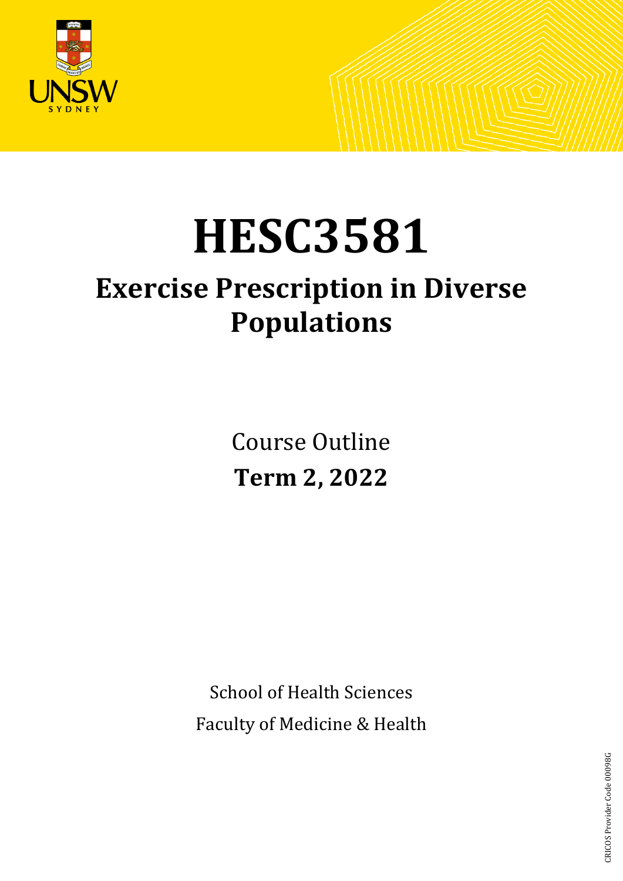# HESC3581

## Exercise Prescription in Diverse Populations

Course Outline

**Term 2, 2022**

School of Health Sciences

Faculty of Medicine & Health

CRICOS Provider Code 00098G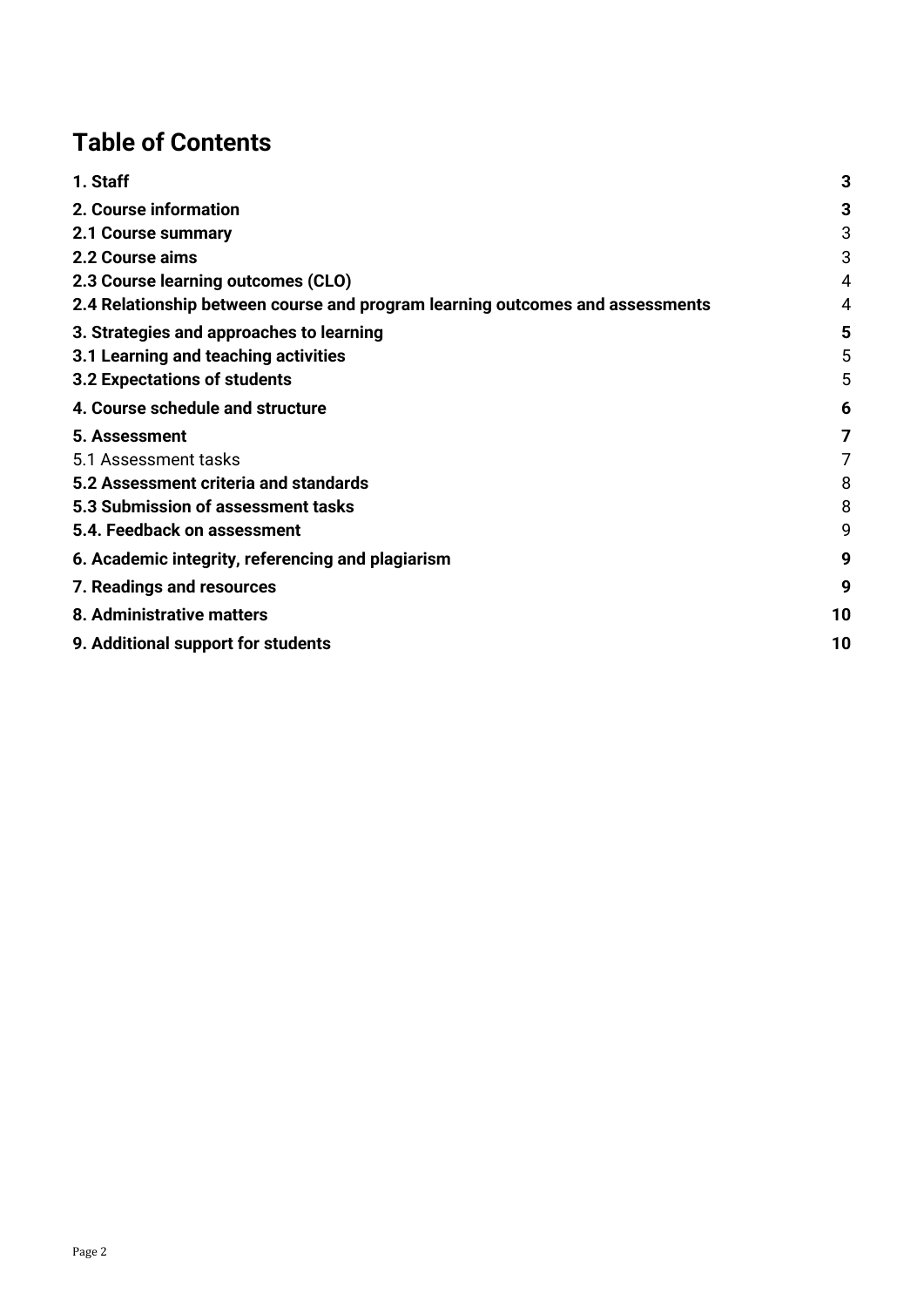# Table of Contents

| | |
|---|---|
| **1. Staff** | **3** |
| **2. Course information** | **3** |
| **2.1 Course summary** | 3 |
| **2.2 Course aims** | 3 |
| **2.3 Course learning outcomes (CLO)** | 4 |
| **2.4 Relationship between course and program learning outcomes and assessments** | 4 |
| **3. Strategies and approaches to learning** | **5** |
| **3.1 Learning and teaching activities** | 5 |
| **3.2 Expectations of students** | 5 |
| **4. Course schedule and structure** | **6** |
| **5. Assessment** | **7** |
| 5.1 Assessment tasks | 7 |
| **5.2 Assessment criteria and standards** | 8 |
| **5.3 Submission of assessment tasks** | 8 |
| **5.4. Feedback on assessment** | 9 |
| **6. Academic integrity, referencing and plagiarism** | **9** |
| **7. Readings and resources** | **9** |
| **8. Administrative matters** | **10** |
| **9. Additional support for students** | **10** |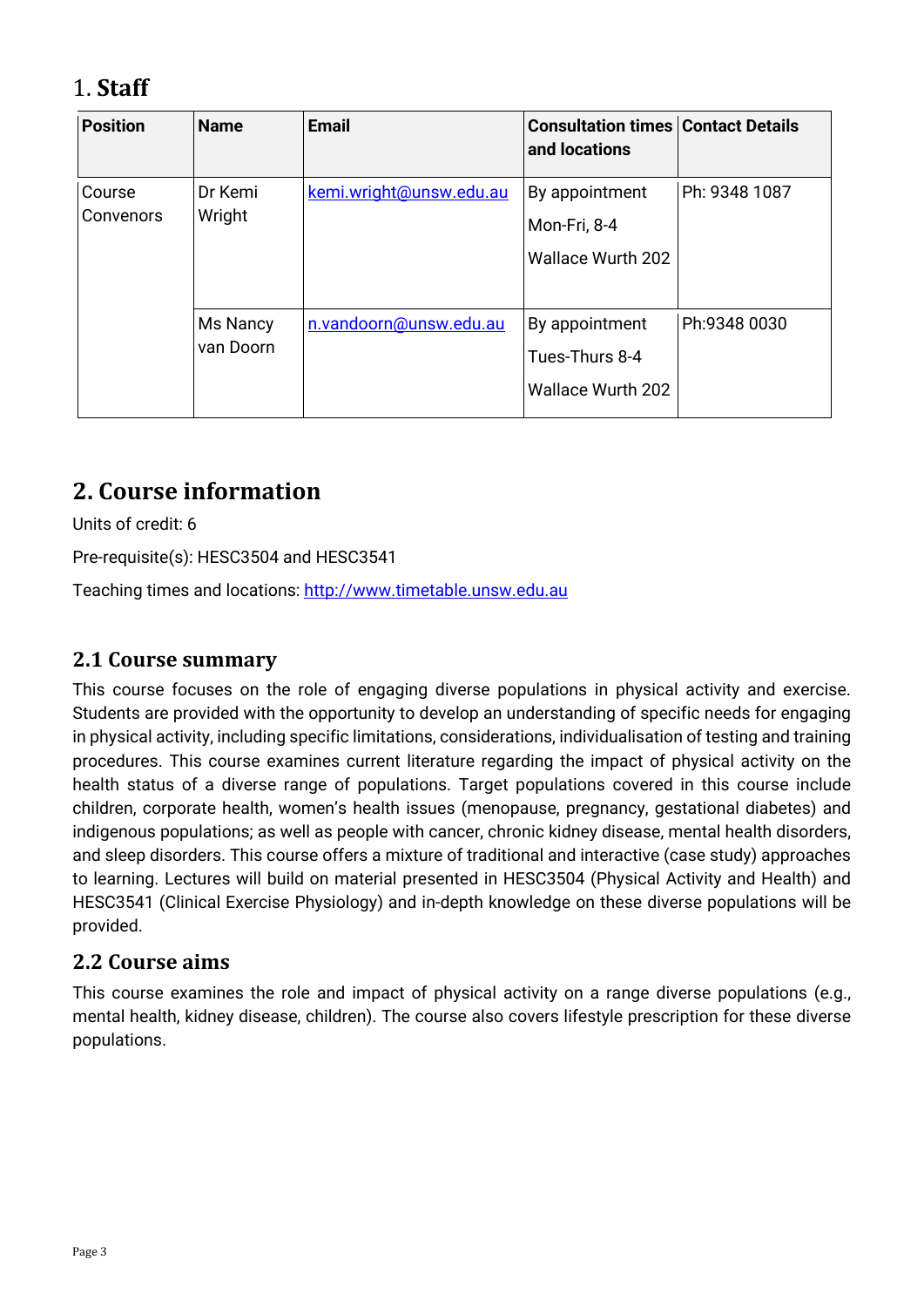# 1. Staff

| Position | Name | Email | Consultation times and locations | Contact Details |
|---|---|---|---|---|
| Course Convenors | Dr Kemi Wright | kemi.wright@unsw.edu.au | By appointment<br>Mon-Fri, 8-4<br>Wallace Wurth 202 | Ph: 9348 1087 |
| | Ms Nancy van Doorn | n.vandoorn@unsw.edu.au | By appointment<br>Tues-Thurs 8-4<br>Wallace Wurth 202 | Ph:9348 0030 |

# 2. Course information

Units of credit: 6

Pre-requisite(s): HESC3504 and HESC3541

Teaching times and locations: http://www.timetable.unsw.edu.au

## 2.1 Course summary

This course focuses on the role of engaging diverse populations in physical activity and exercise. Students are provided with the opportunity to develop an understanding of specific needs for engaging in physical activity, including specific limitations, considerations, individualisation of testing and training procedures. This course examines current literature regarding the impact of physical activity on the health status of a diverse range of populations. Target populations covered in this course include children, corporate health, women's health issues (menopause, pregnancy, gestational diabetes) and indigenous populations; as well as people with cancer, chronic kidney disease, mental health disorders, and sleep disorders. This course offers a mixture of traditional and interactive (case study) approaches to learning. Lectures will build on material presented in HESC3504 (Physical Activity and Health) and HESC3541 (Clinical Exercise Physiology) and in-depth knowledge on these diverse populations will be provided.

## 2.2 Course aims

This course examines the role and impact of physical activity on a range diverse populations (e.g., mental health, kidney disease, children). The course also covers lifestyle prescription for these diverse populations.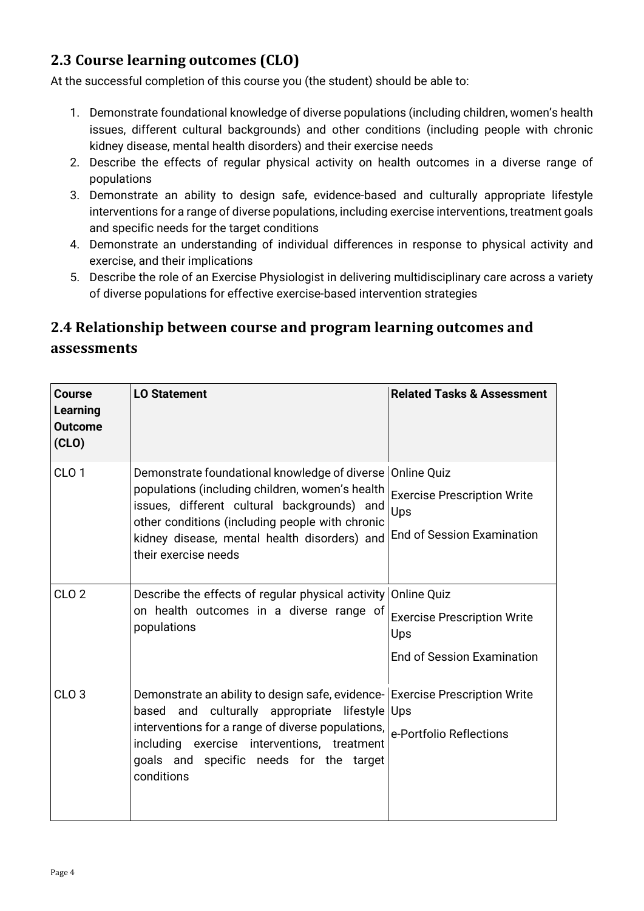## 2.3 Course learning outcomes (CLO)

At the successful completion of this course you (the student) should be able to:

1. Demonstrate foundational knowledge of diverse populations (including children, women's health issues, different cultural backgrounds) and other conditions (including people with chronic kidney disease, mental health disorders) and their exercise needs
2. Describe the effects of regular physical activity on health outcomes in a diverse range of populations
3. Demonstrate an ability to design safe, evidence-based and culturally appropriate lifestyle interventions for a range of diverse populations, including exercise interventions, treatment goals and specific needs for the target conditions
4. Demonstrate an understanding of individual differences in response to physical activity and exercise, and their implications
5. Describe the role of an Exercise Physiologist in delivering multidisciplinary care across a variety of diverse populations for effective exercise-based intervention strategies

## 2.4 Relationship between course and program learning outcomes and assessments

| Course Learning Outcome (CLO) | LO Statement | Related Tasks & Assessment |
|---|---|---|
| CLO 1 | Demonstrate foundational knowledge of diverse populations (including children, women's health issues, different cultural backgrounds) and other conditions (including people with chronic kidney disease, mental health disorders) and their exercise needs | Online Quiz<br>Exercise Prescription Write Ups<br>End of Session Examination |
| CLO 2 | Describe the effects of regular physical activity on health outcomes in a diverse range of populations | Online Quiz<br>Exercise Prescription Write Ups<br>End of Session Examination |
| CLO 3 | Demonstrate an ability to design safe, evidence-based and culturally appropriate lifestyle interventions for a range of diverse populations, including exercise interventions, treatment goals and specific needs for the target conditions | Exercise Prescription Write Ups<br>e-Portfolio Reflections |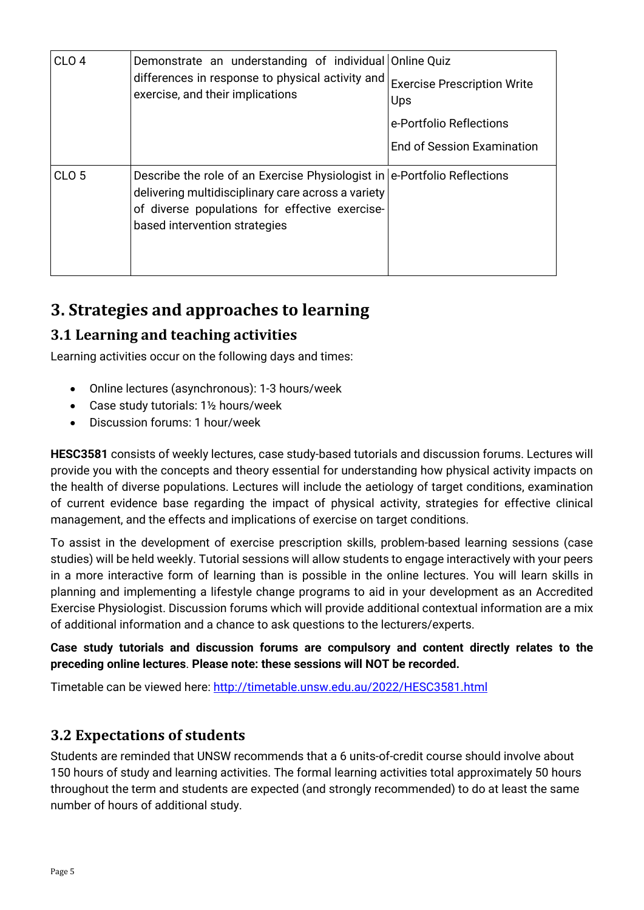| | | |
|---|---|---|
| CLO 4 | Demonstrate an understanding of individual differences in response to physical activity and exercise, and their implications | Online Quiz<br><br>Exercise Prescription Write Ups<br><br>e-Portfolio Reflections<br><br>End of Session Examination |
| CLO 5 | Describe the role of an Exercise Physiologist in delivering multidisciplinary care across a variety of diverse populations for effective exercise-based intervention strategies | e-Portfolio Reflections |

# 3. Strategies and approaches to learning

## 3.1 Learning and teaching activities

Learning activities occur on the following days and times:

- Online lectures (asynchronous): 1-3 hours/week
- Case study tutorials: 1½ hours/week
- Discussion forums: 1 hour/week

**HESC3581** consists of weekly lectures, case study-based tutorials and discussion forums. Lectures will provide you with the concepts and theory essential for understanding how physical activity impacts on the health of diverse populations. Lectures will include the aetiology of target conditions, examination of current evidence base regarding the impact of physical activity, strategies for effective clinical management, and the effects and implications of exercise on target conditions.

To assist in the development of exercise prescription skills, problem-based learning sessions (case studies) will be held weekly. Tutorial sessions will allow students to engage interactively with your peers in a more interactive form of learning than is possible in the online lectures. You will learn skills in planning and implementing a lifestyle change programs to aid in your development as an Accredited Exercise Physiologist. Discussion forums which will provide additional contextual information are a mix of additional information and a chance to ask questions to the lecturers/experts.

**Case study tutorials and discussion forums are compulsory and content directly relates to the preceding online lectures**. **Please note: these sessions will NOT be recorded.**

Timetable can be viewed here: [http://timetable.unsw.edu.au/2022/HESC3581.html](http://timetable.unsw.edu.au/2022/HESC3581.html)

## 3.2 Expectations of students

Students are reminded that UNSW recommends that a 6 units-of-credit course should involve about 150 hours of study and learning activities. The formal learning activities total approximately 50 hours throughout the term and students are expected (and strongly recommended) to do at least the same number of hours of additional study.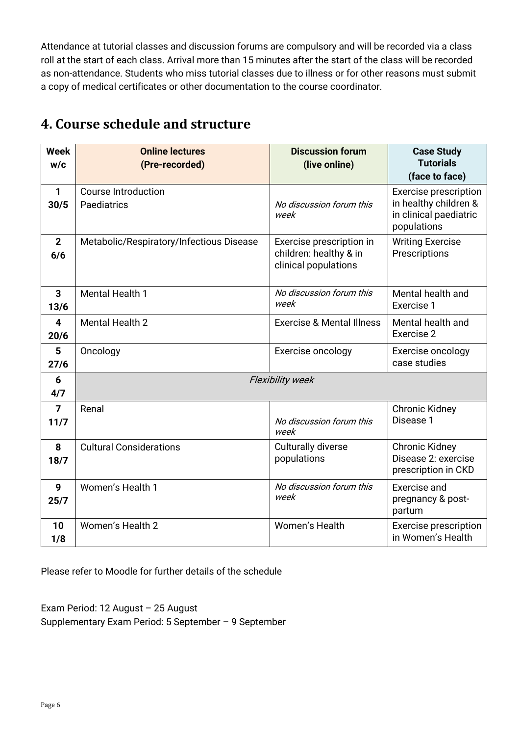Attendance at tutorial classes and discussion forums are compulsory and will be recorded via a class roll at the start of each class. Arrival more than 15 minutes after the start of the class will be recorded as non-attendance. Students who miss tutorial classes due to illness or for other reasons must submit a copy of medical certificates or other documentation to the course coordinator.

## 4. Course schedule and structure

| Week w/c | Online lectures (Pre-recorded) | Discussion forum (live online) | Case Study Tutorials (face to face) |
|---|---|---|---|
| 1 30/5 | Course Introduction Paediatrics | *No discussion forum this week* | Exercise prescription in healthy children & in clinical paediatric populations |
| 2 6/6 | Metabolic/Respiratory/Infectious Disease | Exercise prescription in children: healthy & in clinical populations | Writing Exercise Prescriptions |
| 3 13/6 | Mental Health 1 | *No discussion forum this week* | Mental health and Exercise 1 |
| 4 20/6 | Mental Health 2 | Exercise & Mental Illness | Mental health and Exercise 2 |
| 5 27/6 | Oncology | Exercise oncology | Exercise oncology case studies |
| 6 4/7 | *Flexibility week* | | |
| 7 11/7 | Renal | *No discussion forum this week* | Chronic Kidney Disease 1 |
| 8 18/7 | Cultural Considerations | Culturally diverse populations | Chronic Kidney Disease 2: exercise prescription in CKD |
| 9 25/7 | Women's Health 1 | *No discussion forum this week* | Exercise and pregnancy & post-partum |
| 10 1/8 | Women's Health 2 | Women's Health | Exercise prescription in Women's Health |

Please refer to Moodle for further details of the schedule

Exam Period: 12 August – 25 August
Supplementary Exam Period: 5 September – 9 September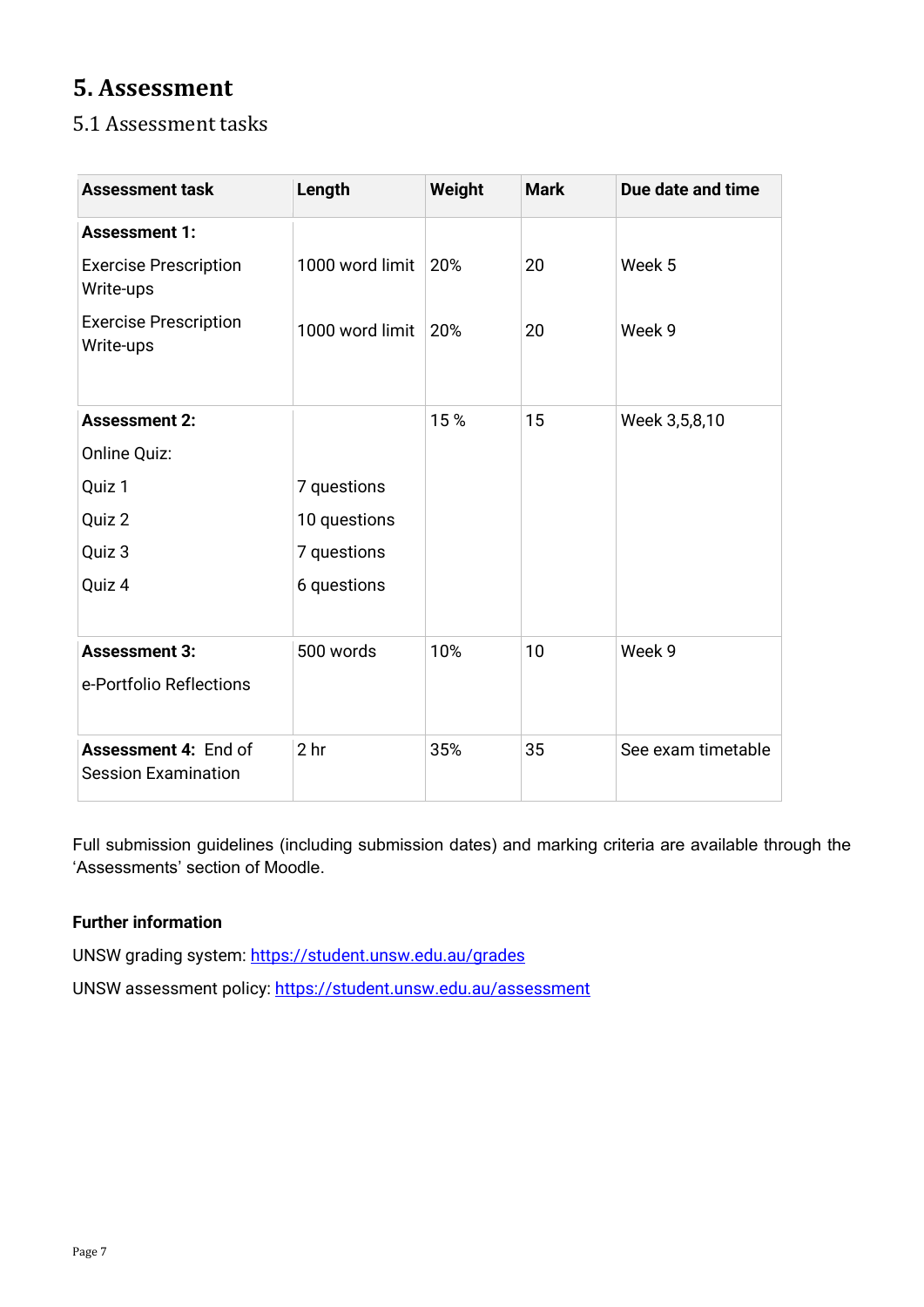# 5. Assessment

## 5.1 Assessment tasks

| Assessment task | Length | Weight | Mark | Due date and time |
|---|---|---|---|---|
| **Assessment 1:** | | | | |
| Exercise Prescription Write-ups | 1000 word limit | 20% | 20 | Week 5 |
| Exercise Prescription Write-ups | 1000 word limit | 20% | 20 | Week 9 |
| **Assessment 2:** Online Quiz: | | 15 % | 15 | Week 3,5,8,10 |
| Quiz 1 | 7 questions | | | |
| Quiz 2 | 10 questions | | | |
| Quiz 3 | 7 questions | | | |
| Quiz 4 | 6 questions | | | |
| **Assessment 3:** e-Portfolio Reflections | 500 words | 10% | 10 | Week 9 |
| **Assessment 4:** End of Session Examination | 2 hr | 35% | 35 | See exam timetable |

Full submission guidelines (including submission dates) and marking criteria are available through the 'Assessments' section of Moodle.

**Further information**

UNSW grading system: https://student.unsw.edu.au/grades

UNSW assessment policy: https://student.unsw.edu.au/assessment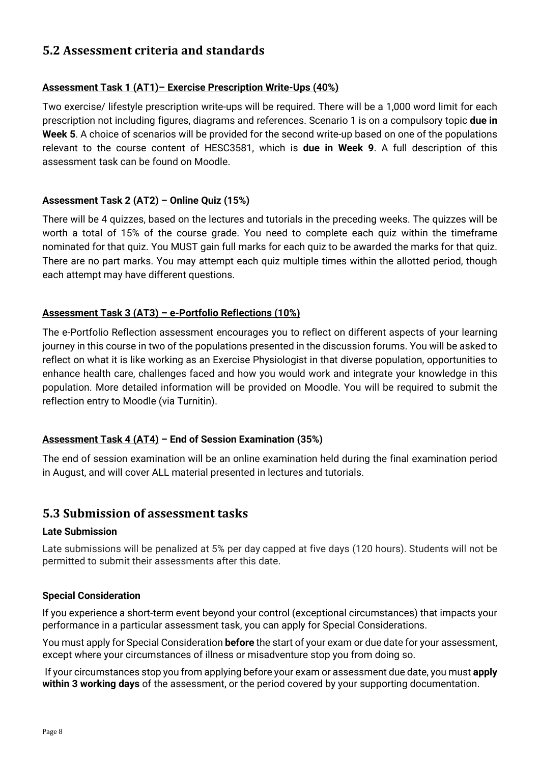## 5.2 Assessment criteria and standards

**Assessment Task 1 (AT1)– Exercise Prescription Write-Ups (40%)**

Two exercise/ lifestyle prescription write-ups will be required. There will be a 1,000 word limit for each prescription not including figures, diagrams and references. Scenario 1 is on a compulsory topic **due in Week 5**. A choice of scenarios will be provided for the second write-up based on one of the populations relevant to the course content of HESC3581, which is **due in Week 9**. A full description of this assessment task can be found on Moodle.

**Assessment Task 2 (AT2) – Online Quiz (15%)**

There will be 4 quizzes, based on the lectures and tutorials in the preceding weeks. The quizzes will be worth a total of 15% of the course grade. You need to complete each quiz within the timeframe nominated for that quiz. You MUST gain full marks for each quiz to be awarded the marks for that quiz. There are no part marks. You may attempt each quiz multiple times within the allotted period, though each attempt may have different questions.

**Assessment Task 3 (AT3) – e-Portfolio Reflections (10%)**

The e-Portfolio Reflection assessment encourages you to reflect on different aspects of your learning journey in this course in two of the populations presented in the discussion forums. You will be asked to reflect on what it is like working as an Exercise Physiologist in that diverse population, opportunities to enhance health care, challenges faced and how you would work and integrate your knowledge in this population. More detailed information will be provided on Moodle. You will be required to submit the reflection entry to Moodle (via Turnitin).

**Assessment Task 4 (AT4) – End of Session Examination (35%)**

The end of session examination will be an online examination held during the final examination period in August, and will cover ALL material presented in lectures and tutorials.

## 5.3 Submission of assessment tasks

**Late Submission**

Late submissions will be penalized at 5% per day capped at five days (120 hours). Students will not be permitted to submit their assessments after this date.

**Special Consideration**

If you experience a short-term event beyond your control (exceptional circumstances) that impacts your performance in a particular assessment task, you can apply for Special Considerations.

You must apply for Special Consideration **before** the start of your exam or due date for your assessment, except where your circumstances of illness or misadventure stop you from doing so.

If your circumstances stop you from applying before your exam or assessment due date, you must **apply within 3 working days** of the assessment, or the period covered by your supporting documentation.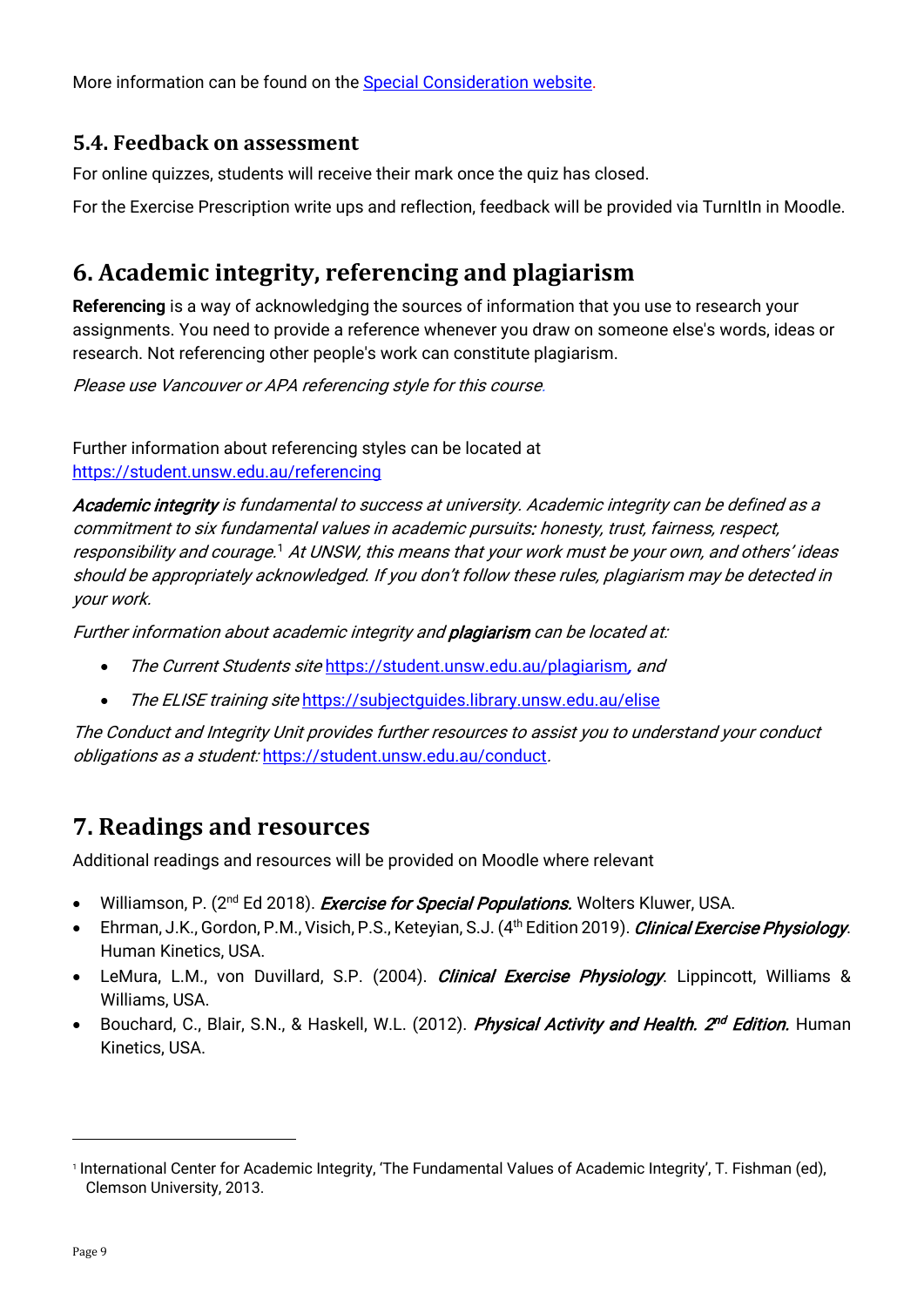More information can be found on the [Special Consideration website](Special Consideration website).

### 5.4. Feedback on assessment

For online quizzes, students will receive their mark once the quiz has closed.

For the Exercise Prescription write ups and reflection, feedback will be provided via TurnItIn in Moodle.

## 6. Academic integrity, referencing and plagiarism

**Referencing** is a way of acknowledging the sources of information that you use to research your assignments. You need to provide a reference whenever you draw on someone else's words, ideas or research. Not referencing other people's work can constitute plagiarism.

*Please use Vancouver or APA referencing style for this course.*

Further information about referencing styles can be located at https://student.unsw.edu.au/referencing

***Academic integrity** is fundamental to success at university. Academic integrity can be defined as a commitment to six fundamental values in academic pursuits: honesty, trust, fairness, respect, responsibility and courage.*[1] *At UNSW, this means that your work must be your own, and others' ideas should be appropriately acknowledged. If you don't follow these rules, plagiarism may be detected in your work.*

*Further information about academic integrity and **plagiarism** can be located at:*

- *The Current Students site* https://student.unsw.edu.au/plagiarism*, and*
- *The ELISE training site* https://subjectguides.library.unsw.edu.au/elise

*The Conduct and Integrity Unit provides further resources to assist you to understand your conduct obligations as a student:* https://student.unsw.edu.au/conduct.

## 7. Readings and resources

Additional readings and resources will be provided on Moodle where relevant

- Williamson, P. (2nd Ed 2018). ***Exercise for Special Populations.*** Wolters Kluwer, USA.
- Ehrman, J.K., Gordon, P.M., Visich, P.S., Keteyian, S.J. (4th Edition 2019). ***Clinical Exercise Physiology***. Human Kinetics, USA.
- LeMura, L.M., von Duvillard, S.P. (2004). ***Clinical Exercise Physiology***. Lippincott, Williams & Williams, USA.
- Bouchard, C., Blair, S.N., & Haskell, W.L. (2012). ***Physical Activity and Health. 2nd Edition.*** Human Kinetics, USA.

---

[1] International Center for Academic Integrity, 'The Fundamental Values of Academic Integrity', T. Fishman (ed), Clemson University, 2013.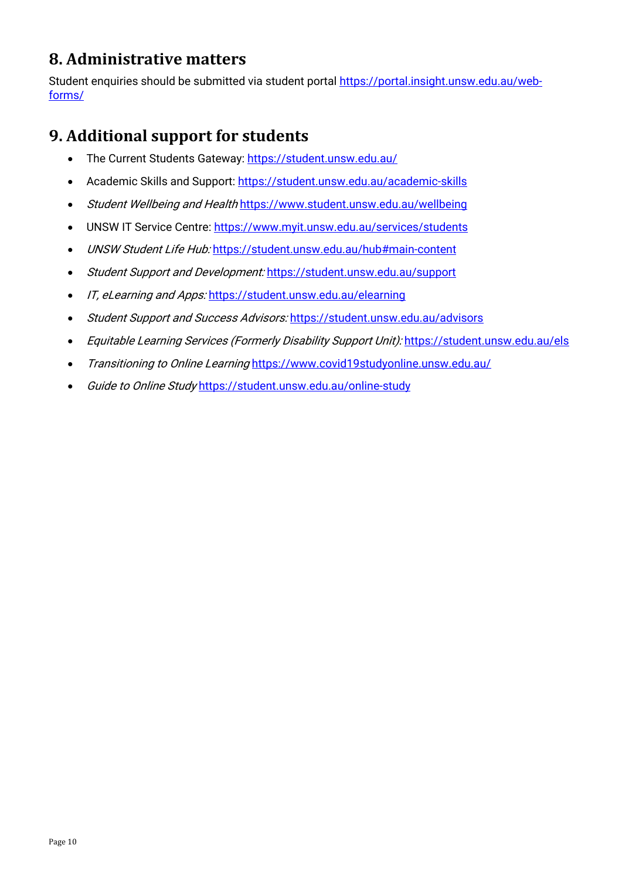## 8. Administrative matters

Student enquiries should be submitted via student portal https://portal.insight.unsw.edu.au/web-forms/

## 9. Additional support for students

- The Current Students Gateway: https://student.unsw.edu.au/
- Academic Skills and Support: https://student.unsw.edu.au/academic-skills
- *Student Wellbeing and Health* https://www.student.unsw.edu.au/wellbeing
- UNSW IT Service Centre: https://www.myit.unsw.edu.au/services/students
- *UNSW Student Life Hub:* https://student.unsw.edu.au/hub#main-content
- *Student Support and Development:* https://student.unsw.edu.au/support
- *IT, eLearning and Apps:* https://student.unsw.edu.au/elearning
- *Student Support and Success Advisors:* https://student.unsw.edu.au/advisors
- *Equitable Learning Services (Formerly Disability Support Unit):* https://student.unsw.edu.au/els
- *Transitioning to Online Learning* https://www.covid19studyonline.unsw.edu.au/
- *Guide to Online Study* https://student.unsw.edu.au/online-study